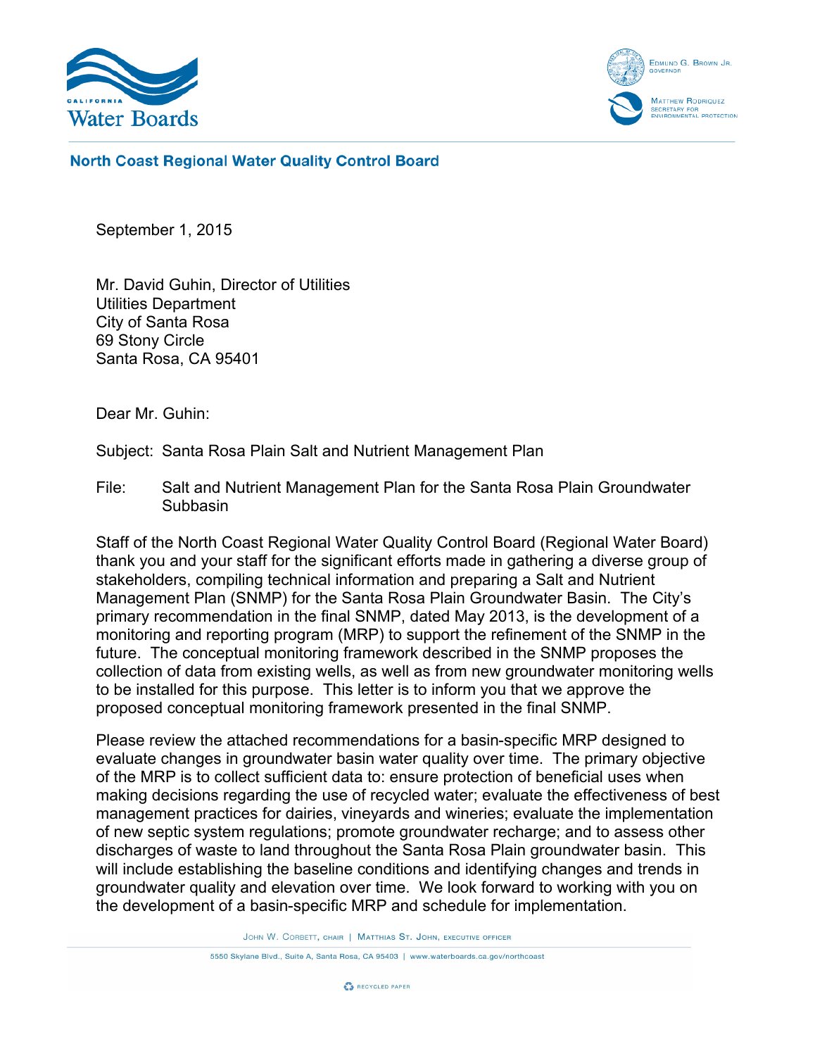Edmund G. Brown Jr.
Governor

Matthew Rodriquez
Secretary for Environmental Protection

**North Coast Regional Water Quality Control Board**

September 1, 2015

Mr. David Guhin, Director of Utilities
Utilities Department
City of Santa Rosa
69 Stony Circle
Santa Rosa, CA 95401

Dear Mr. Guhin:

Subject: Santa Rosa Plain Salt and Nutrient Management Plan

File: Salt and Nutrient Management Plan for the Santa Rosa Plain Groundwater Subbasin

Staff of the North Coast Regional Water Quality Control Board (Regional Water Board) thank you and your staff for the significant efforts made in gathering a diverse group of stakeholders, compiling technical information and preparing a Salt and Nutrient Management Plan (SNMP) for the Santa Rosa Plain Groundwater Basin. The City's primary recommendation in the final SNMP, dated May 2013, is the development of a monitoring and reporting program (MRP) to support the refinement of the SNMP in the future. The conceptual monitoring framework described in the SNMP proposes the collection of data from existing wells, as well as from new groundwater monitoring wells to be installed for this purpose. This letter is to inform you that we approve the proposed conceptual monitoring framework presented in the final SNMP.

Please review the attached recommendations for a basin-specific MRP designed to evaluate changes in groundwater basin water quality over time. The primary objective of the MRP is to collect sufficient data to: ensure protection of beneficial uses when making decisions regarding the use of recycled water; evaluate the effectiveness of best management practices for dairies, vineyards and wineries; evaluate the implementation of new septic system regulations; promote groundwater recharge; and to assess other discharges of waste to land throughout the Santa Rosa Plain groundwater basin. This will include establishing the baseline conditions and identifying changes and trends in groundwater quality and elevation over time. We look forward to working with you on the development of a basin-specific MRP and schedule for implementation.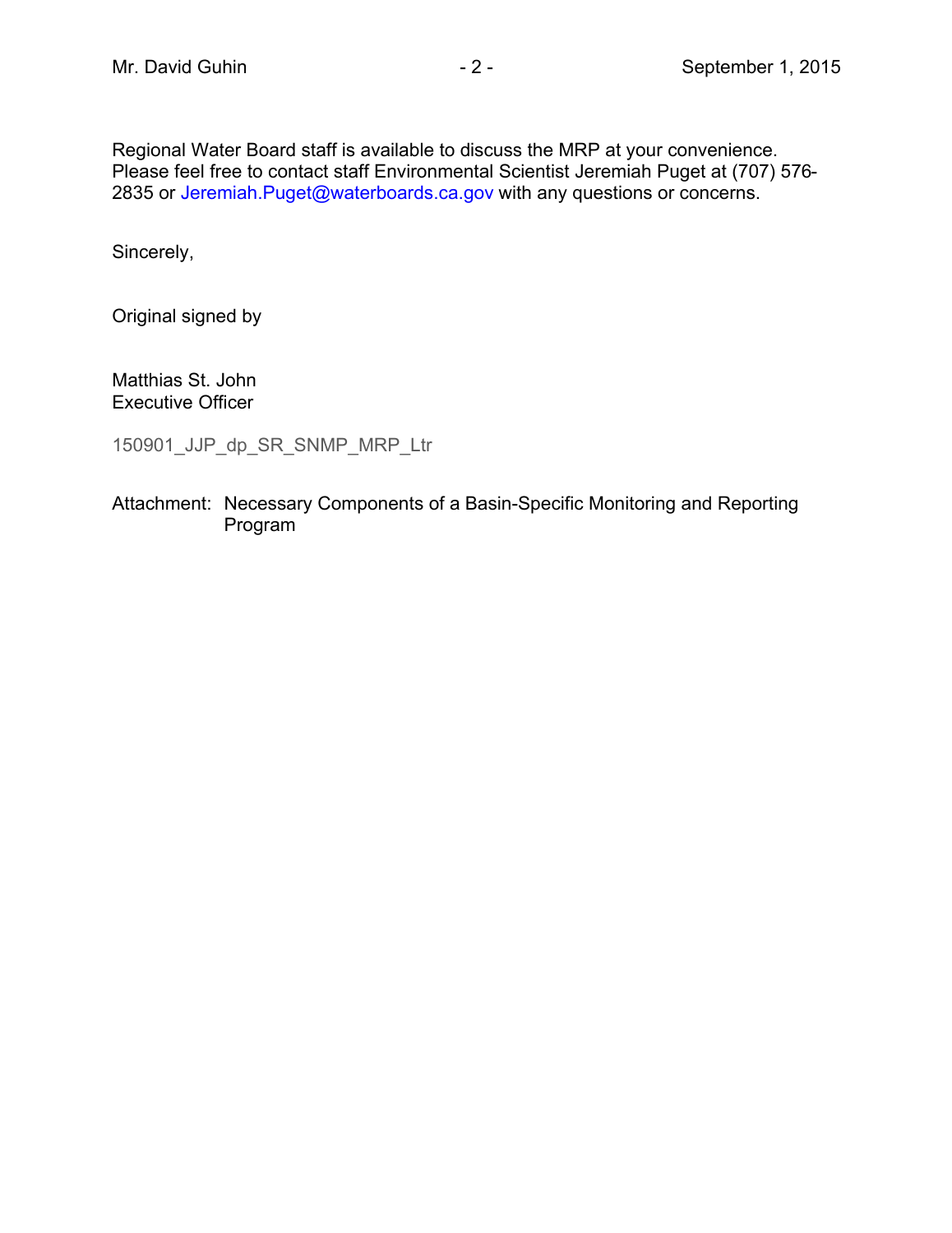Regional Water Board staff is available to discuss the MRP at your convenience. Please feel free to contact staff Environmental Scientist Jeremiah Puget at (707) 576-2835 or Jeremiah.Puget@waterboards.ca.gov with any questions or concerns.

Sincerely,

Original signed by

Matthias St. John
Executive Officer

150901_JJP_dp_SR_SNMP_MRP_Ltr

Attachment: Necessary Components of a Basin-Specific Monitoring and Reporting Program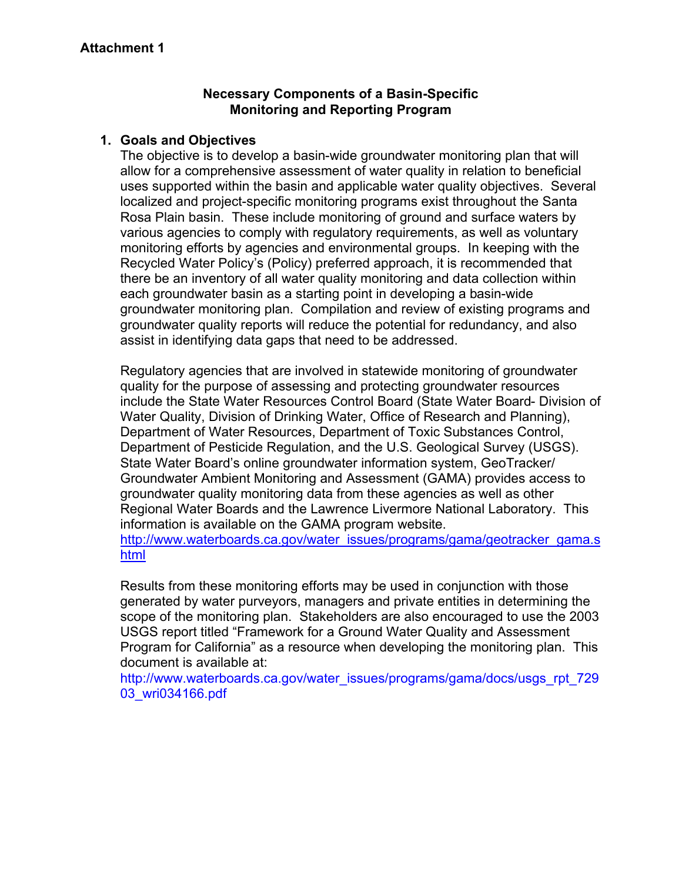**Attachment 1**

## Necessary Components of a Basin-Specific Monitoring and Reporting Program

### 1. Goals and Objectives

The objective is to develop a basin-wide groundwater monitoring plan that will allow for a comprehensive assessment of water quality in relation to beneficial uses supported within the basin and applicable water quality objectives. Several localized and project-specific monitoring programs exist throughout the Santa Rosa Plain basin. These include monitoring of ground and surface waters by various agencies to comply with regulatory requirements, as well as voluntary monitoring efforts by agencies and environmental groups. In keeping with the Recycled Water Policy's (Policy) preferred approach, it is recommended that there be an inventory of all water quality monitoring and data collection within each groundwater basin as a starting point in developing a basin-wide groundwater monitoring plan. Compilation and review of existing programs and groundwater quality reports will reduce the potential for redundancy, and also assist in identifying data gaps that need to be addressed.

Regulatory agencies that are involved in statewide monitoring of groundwater quality for the purpose of assessing and protecting groundwater resources include the State Water Resources Control Board (State Water Board- Division of Water Quality, Division of Drinking Water, Office of Research and Planning), Department of Water Resources, Department of Toxic Substances Control, Department of Pesticide Regulation, and the U.S. Geological Survey (USGS). State Water Board's online groundwater information system, GeoTracker/ Groundwater Ambient Monitoring and Assessment (GAMA) provides access to groundwater quality monitoring data from these agencies as well as other Regional Water Boards and the Lawrence Livermore National Laboratory. This information is available on the GAMA program website. http://www.waterboards.ca.gov/water_issues/programs/gama/geotracker_gama.shtml

Results from these monitoring efforts may be used in conjunction with those generated by water purveyors, managers and private entities in determining the scope of the monitoring plan. Stakeholders are also encouraged to use the 2003 USGS report titled "Framework for a Ground Water Quality and Assessment Program for California" as a resource when developing the monitoring plan. This document is available at: http://www.waterboards.ca.gov/water_issues/programs/gama/docs/usgs_rpt_72903_wri034166.pdf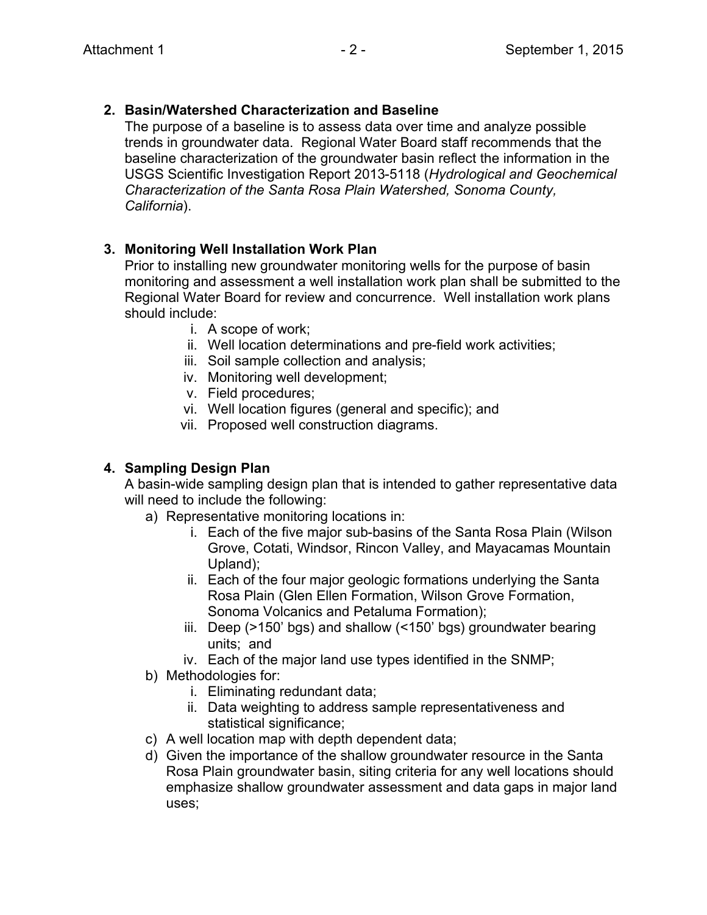2. **Basin/Watershed Characterization and Baseline**

   The purpose of a baseline is to assess data over time and analyze possible trends in groundwater data. Regional Water Board staff recommends that the baseline characterization of the groundwater basin reflect the information in the USGS Scientific Investigation Report 2013-5118 (*Hydrological and Geochemical Characterization of the Santa Rosa Plain Watershed, Sonoma County, California*).

3. **Monitoring Well Installation Work Plan**

   Prior to installing new groundwater monitoring wells for the purpose of basin monitoring and assessment a well installation work plan shall be submitted to the Regional Water Board for review and concurrence. Well installation work plans should include:

   i. A scope of work;
   ii. Well location determinations and pre-field work activities;
   iii. Soil sample collection and analysis;
   iv. Monitoring well development;
   v. Field procedures;
   vi. Well location figures (general and specific); and
   vii. Proposed well construction diagrams.

4. **Sampling Design Plan**

   A basin-wide sampling design plan that is intended to gather representative data will need to include the following:

   a) Representative monitoring locations in:
      i. Each of the five major sub-basins of the Santa Rosa Plain (Wilson Grove, Cotati, Windsor, Rincon Valley, and Mayacamas Mountain Upland);
      ii. Each of the four major geologic formations underlying the Santa Rosa Plain (Glen Ellen Formation, Wilson Grove Formation, Sonoma Volcanics and Petaluma Formation);
      iii. Deep (>150' bgs) and shallow (<150' bgs) groundwater bearing units; and
      iv. Each of the major land use types identified in the SNMP;
   b) Methodologies for:
      i. Eliminating redundant data;
      ii. Data weighting to address sample representativeness and statistical significance;
   c) A well location map with depth dependent data;
   d) Given the importance of the shallow groundwater resource in the Santa Rosa Plain groundwater basin, siting criteria for any well locations should emphasize shallow groundwater assessment and data gaps in major land uses;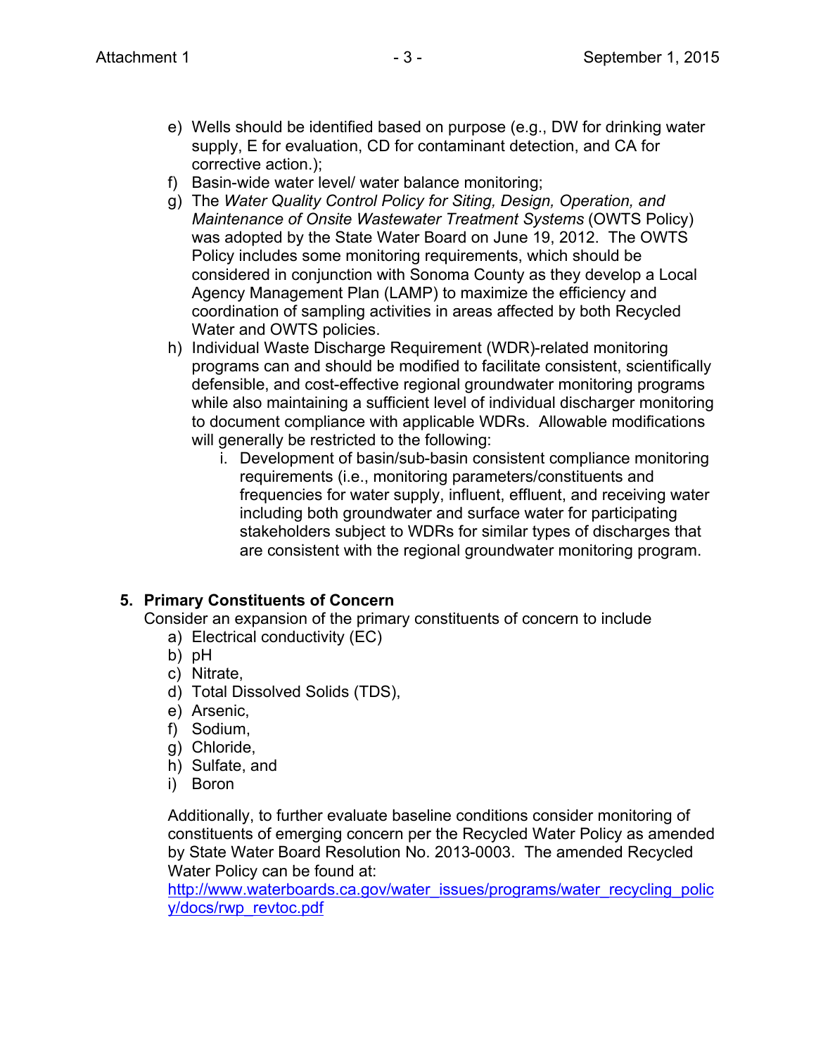e) Wells should be identified based on purpose (e.g., DW for drinking water supply, E for evaluation, CD for contaminant detection, and CA for corrective action.);
f) Basin-wide water level/ water balance monitoring;
g) The *Water Quality Control Policy for Siting, Design, Operation, and Maintenance of Onsite Wastewater Treatment Systems* (OWTS Policy) was adopted by the State Water Board on June 19, 2012. The OWTS Policy includes some monitoring requirements, which should be considered in conjunction with Sonoma County as they develop a Local Agency Management Plan (LAMP) to maximize the efficiency and coordination of sampling activities in areas affected by both Recycled Water and OWTS policies.
h) Individual Waste Discharge Requirement (WDR)-related monitoring programs can and should be modified to facilitate consistent, scientifically defensible, and cost-effective regional groundwater monitoring programs while also maintaining a sufficient level of individual discharger monitoring to document compliance with applicable WDRs. Allowable modifications will generally be restricted to the following:
    i. Development of basin/sub-basin consistent compliance monitoring requirements (i.e., monitoring parameters/constituents and frequencies for water supply, influent, effluent, and receiving water including both groundwater and surface water for participating stakeholders subject to WDRs for similar types of discharges that are consistent with the regional groundwater monitoring program.

**5. Primary Constituents of Concern**

Consider an expansion of the primary constituents of concern to include

a) Electrical conductivity (EC)
b) pH
c) Nitrate,
d) Total Dissolved Solids (TDS),
e) Arsenic,
f) Sodium,
g) Chloride,
h) Sulfate, and
i) Boron

Additionally, to further evaluate baseline conditions consider monitoring of constituents of emerging concern per the Recycled Water Policy as amended by State Water Board Resolution No. 2013-0003. The amended Recycled Water Policy can be found at:
http://www.waterboards.ca.gov/water_issues/programs/water_recycling_policy/docs/rwp_revtoc.pdf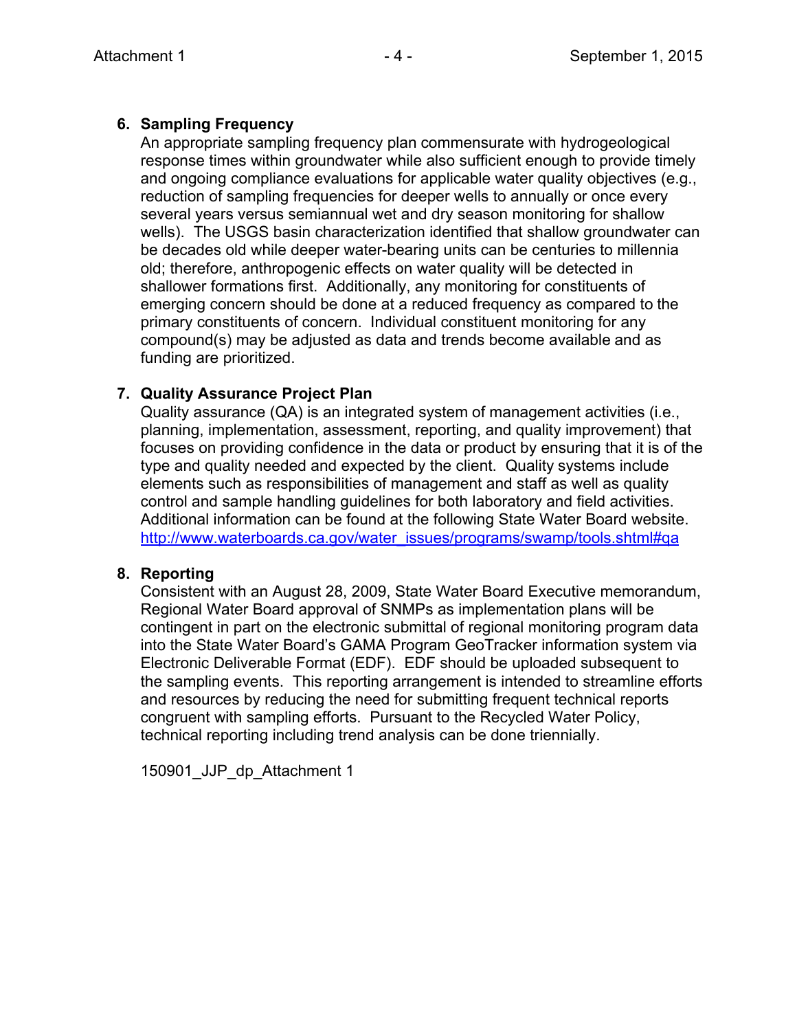6. **Sampling Frequency**
   An appropriate sampling frequency plan commensurate with hydrogeological response times within groundwater while also sufficient enough to provide timely and ongoing compliance evaluations for applicable water quality objectives (e.g., reduction of sampling frequencies for deeper wells to annually or once every several years versus semiannual wet and dry season monitoring for shallow wells). The USGS basin characterization identified that shallow groundwater can be decades old while deeper water-bearing units can be centuries to millennia old; therefore, anthropogenic effects on water quality will be detected in shallower formations first. Additionally, any monitoring for constituents of emerging concern should be done at a reduced frequency as compared to the primary constituents of concern. Individual constituent monitoring for any compound(s) may be adjusted as data and trends become available and as funding are prioritized.

7. **Quality Assurance Project Plan**
   Quality assurance (QA) is an integrated system of management activities (i.e., planning, implementation, assessment, reporting, and quality improvement) that focuses on providing confidence in the data or product by ensuring that it is of the type and quality needed and expected by the client. Quality systems include elements such as responsibilities of management and staff as well as quality control and sample handling guidelines for both laboratory and field activities. Additional information can be found at the following State Water Board website. [http://www.waterboards.ca.gov/water_issues/programs/swamp/tools.shtml#qa](http://www.waterboards.ca.gov/water_issues/programs/swamp/tools.shtml#qa)

8. **Reporting**
   Consistent with an August 28, 2009, State Water Board Executive memorandum, Regional Water Board approval of SNMPs as implementation plans will be contingent in part on the electronic submittal of regional monitoring program data into the State Water Board's GAMA Program GeoTracker information system via Electronic Deliverable Format (EDF). EDF should be uploaded subsequent to the sampling events. This reporting arrangement is intended to streamline efforts and resources by reducing the need for submitting frequent technical reports congruent with sampling efforts. Pursuant to the Recycled Water Policy, technical reporting including trend analysis can be done triennially.

   150901_JJP_dp_Attachment 1